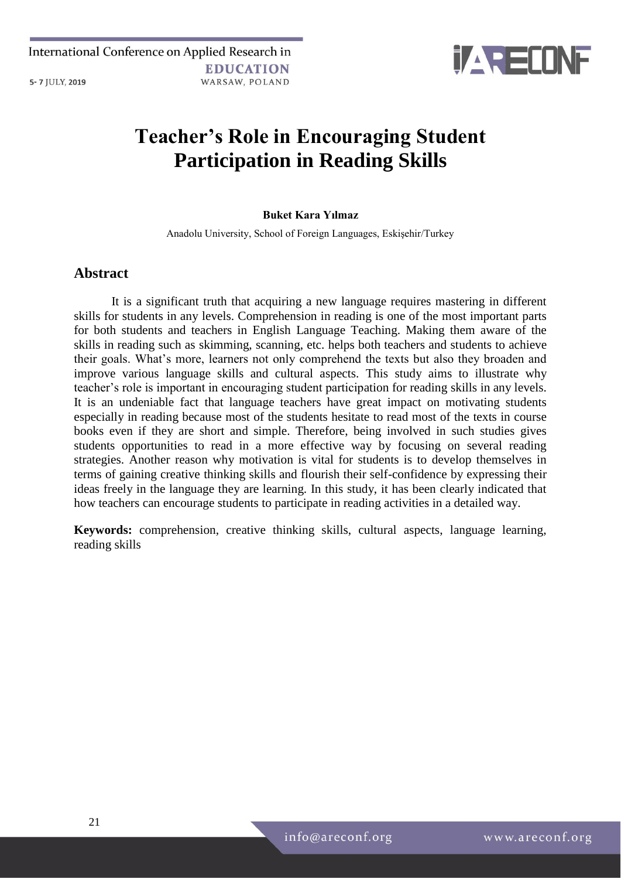# Teacher's Role in Encouraging Student Participation in Reading Skills

**Buket Kara Yılmaz**

Anadolu University, School of Foreign Languages, Eskişehir/Turkey

## Abstract

It is a significant truth that acquiring a new language requires mastering in different skills for students in any levels. Comprehension in reading is one of the most important parts for both students and teachers in English Language Teaching. Making them aware of the skills in reading such as skimming, scanning, etc. helps both teachers and students to achieve their goals. What's more, learners not only comprehend the texts but also they broaden and improve various language skills and cultural aspects. This study aims to illustrate why teacher's role is important in encouraging student participation for reading skills in any levels. It is an undeniable fact that language teachers have great impact on motivating students especially in reading because most of the students hesitate to read most of the texts in course books even if they are short and simple. Therefore, being involved in such studies gives students opportunities to read in a more effective way by focusing on several reading strategies. Another reason why motivation is vital for students is to develop themselves in terms of gaining creative thinking skills and flourish their self-confidence by expressing their ideas freely in the language they are learning. In this study, it has been clearly indicated that how teachers can encourage students to participate in reading activities in a detailed way.

**Keywords:** comprehension, creative thinking skills, cultural aspects, language learning, reading skills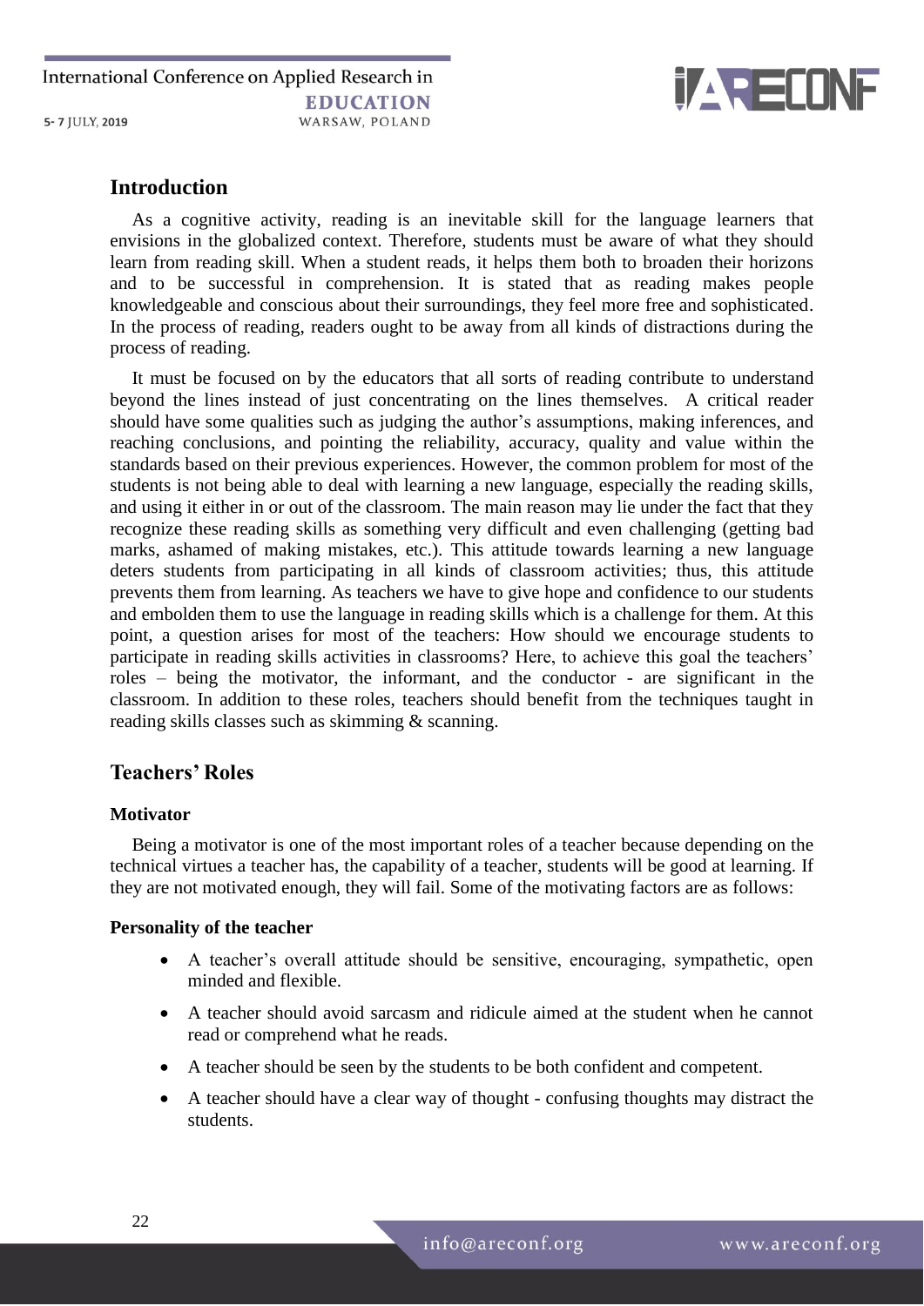## Introduction

As a cognitive activity, reading is an inevitable skill for the language learners that envisions in the globalized context. Therefore, students must be aware of what they should learn from reading skill. When a student reads, it helps them both to broaden their horizons and to be successful in comprehension. It is stated that as reading makes people knowledgeable and conscious about their surroundings, they feel more free and sophisticated. In the process of reading, readers ought to be away from all kinds of distractions during the process of reading.

It must be focused on by the educators that all sorts of reading contribute to understand beyond the lines instead of just concentrating on the lines themselves. A critical reader should have some qualities such as judging the author's assumptions, making inferences, and reaching conclusions, and pointing the reliability, accuracy, quality and value within the standards based on their previous experiences. However, the common problem for most of the students is not being able to deal with learning a new language, especially the reading skills, and using it either in or out of the classroom. The main reason may lie under the fact that they recognize these reading skills as something very difficult and even challenging (getting bad marks, ashamed of making mistakes, etc.). This attitude towards learning a new language deters students from participating in all kinds of classroom activities; thus, this attitude prevents them from learning. As teachers we have to give hope and confidence to our students and embolden them to use the language in reading skills which is a challenge for them. At this point, a question arises for most of the teachers: How should we encourage students to participate in reading skills activities in classrooms? Here, to achieve this goal the teachers' roles – being the motivator, the informant, and the conductor - are significant in the classroom. In addition to these roles, teachers should benefit from the techniques taught in reading skills classes such as skimming & scanning.

## Teachers' Roles

### Motivator

Being a motivator is one of the most important roles of a teacher because depending on the technical virtues a teacher has, the capability of a teacher, students will be good at learning. If they are not motivated enough, they will fail. Some of the motivating factors are as follows:

#### Personality of the teacher

- A teacher's overall attitude should be sensitive, encouraging, sympathetic, open minded and flexible.
- A teacher should avoid sarcasm and ridicule aimed at the student when he cannot read or comprehend what he reads.
- A teacher should be seen by the students to be both confident and competent.
- A teacher should have a clear way of thought - confusing thoughts may distract the students.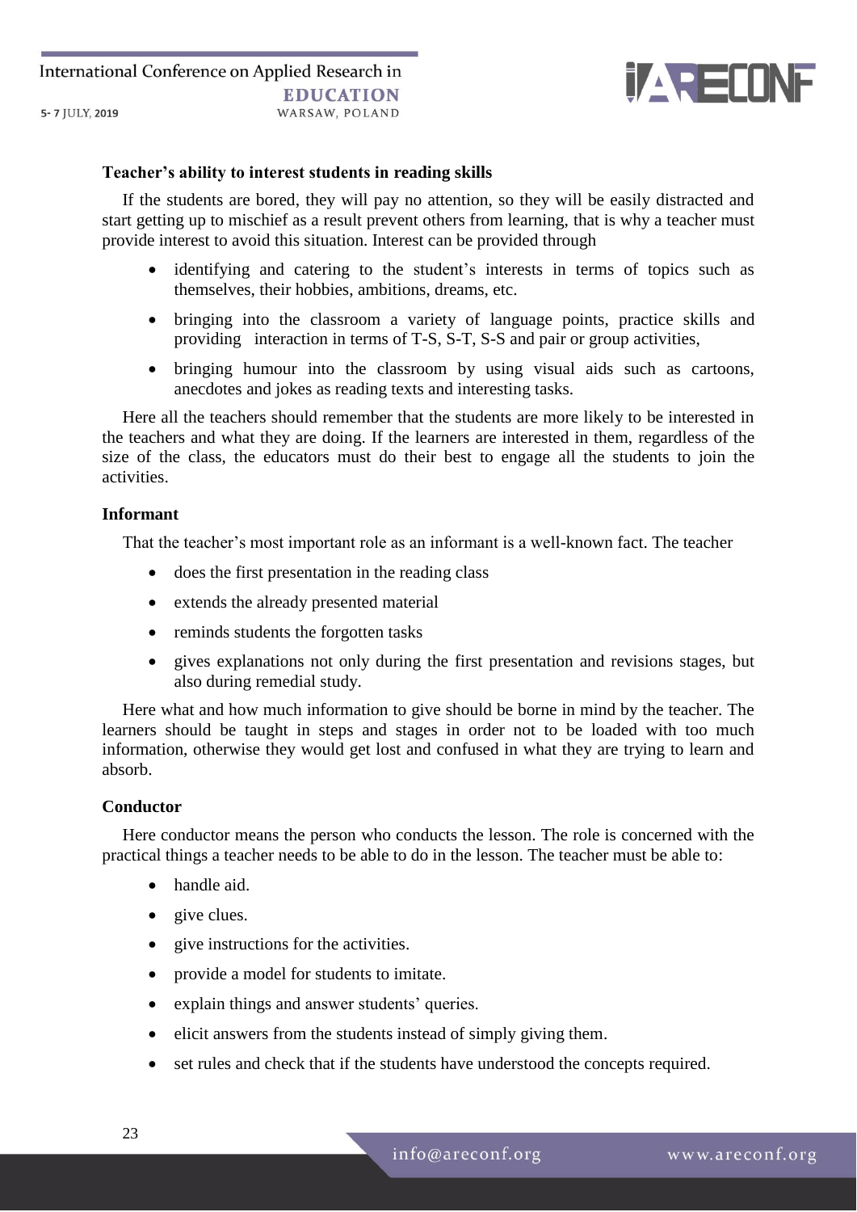### Teacher's ability to interest students in reading skills

If the students are bored, they will pay no attention, so they will be easily distracted and start getting up to mischief as a result prevent others from learning, that is why a teacher must provide interest to avoid this situation. Interest can be provided through

- identifying and catering to the student's interests in terms of topics such as themselves, their hobbies, ambitions, dreams, etc.
- bringing into the classroom a variety of language points, practice skills and providing interaction in terms of T-S, S-T, S-S and pair or group activities,
- bringing humour into the classroom by using visual aids such as cartoons, anecdotes and jokes as reading texts and interesting tasks.

Here all the teachers should remember that the students are more likely to be interested in the teachers and what they are doing. If the learners are interested in them, regardless of the size of the class, the educators must do their best to engage all the students to join the activities.

### Informant

That the teacher's most important role as an informant is a well-known fact. The teacher

- does the first presentation in the reading class
- extends the already presented material
- reminds students the forgotten tasks
- gives explanations not only during the first presentation and revisions stages, but also during remedial study.

Here what and how much information to give should be borne in mind by the teacher. The learners should be taught in steps and stages in order not to be loaded with too much information, otherwise they would get lost and confused in what they are trying to learn and absorb.

### Conductor

Here conductor means the person who conducts the lesson. The role is concerned with the practical things a teacher needs to be able to do in the lesson. The teacher must be able to:

- handle aid.
- give clues.
- give instructions for the activities.
- provide a model for students to imitate.
- explain things and answer students' queries.
- elicit answers from the students instead of simply giving them.
- set rules and check that if the students have understood the concepts required.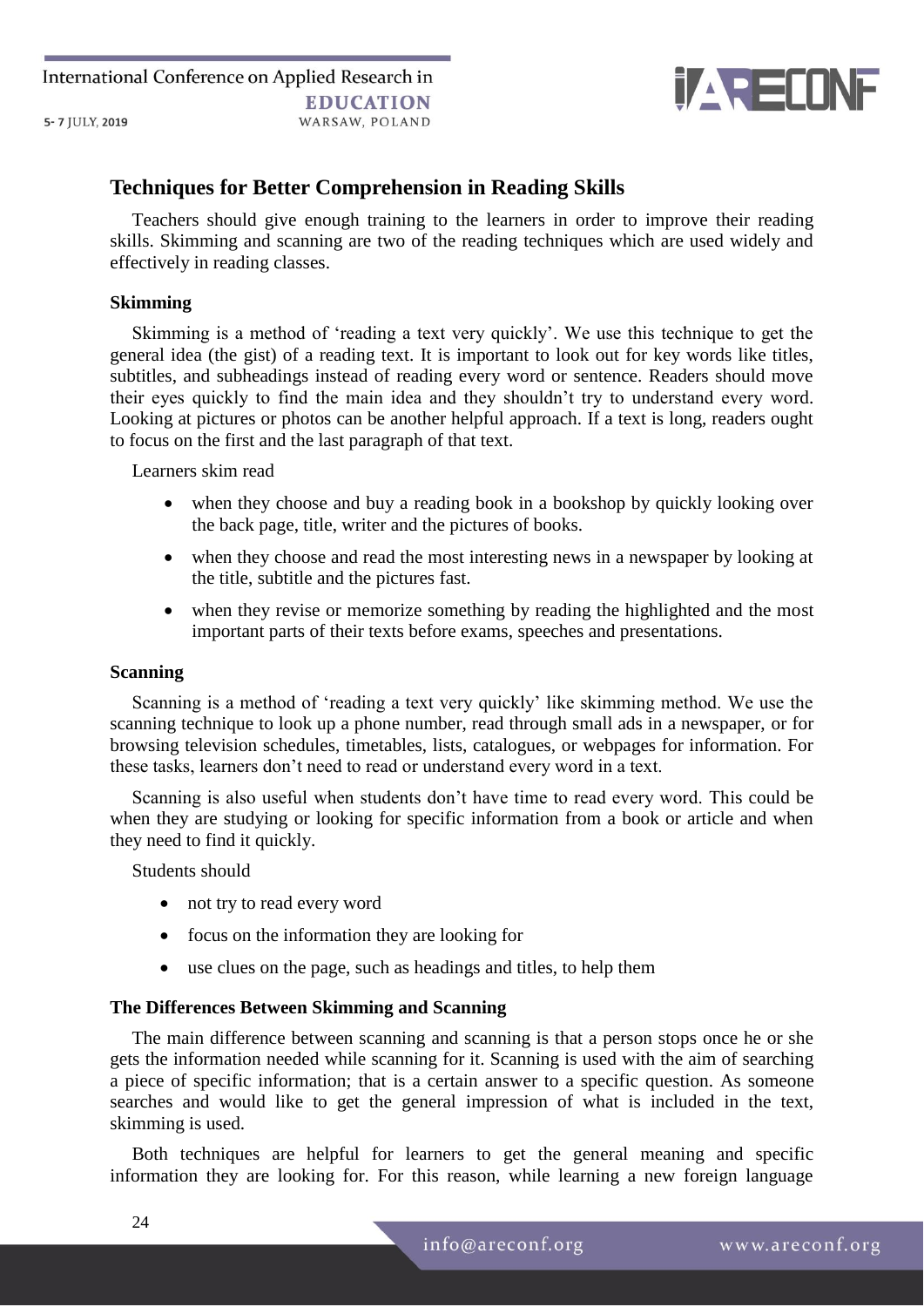## Techniques for Better Comprehension in Reading Skills

Teachers should give enough training to the learners in order to improve their reading skills. Skimming and scanning are two of the reading techniques which are used widely and effectively in reading classes.

### Skimming

Skimming is a method of 'reading a text very quickly'. We use this technique to get the general idea (the gist) of a reading text. It is important to look out for key words like titles, subtitles, and subheadings instead of reading every word or sentence. Readers should move their eyes quickly to find the main idea and they shouldn't try to understand every word. Looking at pictures or photos can be another helpful approach. If a text is long, readers ought to focus on the first and the last paragraph of that text.

Learners skim read

- when they choose and buy a reading book in a bookshop by quickly looking over the back page, title, writer and the pictures of books.
- when they choose and read the most interesting news in a newspaper by looking at the title, subtitle and the pictures fast.
- when they revise or memorize something by reading the highlighted and the most important parts of their texts before exams, speeches and presentations.

### Scanning

Scanning is a method of 'reading a text very quickly' like skimming method. We use the scanning technique to look up a phone number, read through small ads in a newspaper, or for browsing television schedules, timetables, lists, catalogues, or webpages for information. For these tasks, learners don't need to read or understand every word in a text.

Scanning is also useful when students don't have time to read every word. This could be when they are studying or looking for specific information from a book or article and when they need to find it quickly.

Students should

- not try to read every word
- focus on the information they are looking for
- use clues on the page, such as headings and titles, to help them

### The Differences Between Skimming and Scanning

The main difference between scanning and scanning is that a person stops once he or she gets the information needed while scanning for it. Scanning is used with the aim of searching a piece of specific information; that is a certain answer to a specific question. As someone searches and would like to get the general impression of what is included in the text, skimming is used.

Both techniques are helpful for learners to get the general meaning and specific information they are looking for. For this reason, while learning a new foreign language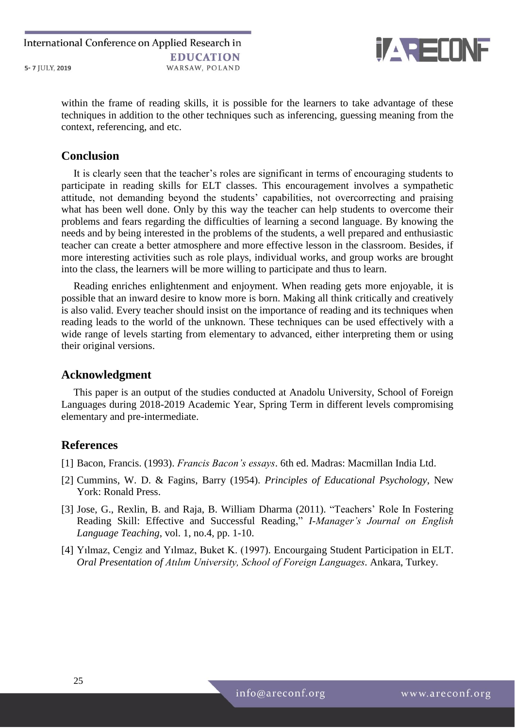within the frame of reading skills, it is possible for the learners to take advantage of these techniques in addition to the other techniques such as inferencing, guessing meaning from the context, referencing, and etc.

## Conclusion

It is clearly seen that the teacher's roles are significant in terms of encouraging students to participate in reading skills for ELT classes. This encouragement involves a sympathetic attitude, not demanding beyond the students' capabilities, not overcorrecting and praising what has been well done. Only by this way the teacher can help students to overcome their problems and fears regarding the difficulties of learning a second language. By knowing the needs and by being interested in the problems of the students, a well prepared and enthusiastic teacher can create a better atmosphere and more effective lesson in the classroom. Besides, if more interesting activities such as role plays, individual works, and group works are brought into the class, the learners will be more willing to participate and thus to learn.

Reading enriches enlightenment and enjoyment. When reading gets more enjoyable, it is possible that an inward desire to know more is born. Making all think critically and creatively is also valid. Every teacher should insist on the importance of reading and its techniques when reading leads to the world of the unknown. These techniques can be used effectively with a wide range of levels starting from elementary to advanced, either interpreting them or using their original versions.

## Acknowledgment

This paper is an output of the studies conducted at Anadolu University, School of Foreign Languages during 2018-2019 Academic Year, Spring Term in different levels compromising elementary and pre-intermediate.

## References

[1] Bacon, Francis. (1993). *Francis Bacon's essays*. 6th ed. Madras: Macmillan India Ltd.

[2] Cummins, W. D. & Fagins, Barry (1954). *Principles of Educational Psychology*, New York: Ronald Press.

[3] Jose, G., Rexlin, B. and Raja, B. William Dharma (2011). "Teachers' Role In Fostering Reading Skill: Effective and Successful Reading," *I-Manager's Journal on English Language Teaching*, vol. 1, no.4, pp. 1-10.

[4] Yılmaz, Cengiz and Yılmaz, Buket K. (1997). Encourgaing Student Participation in ELT. *Oral Presentation of Atılım University, School of Foreign Languages*. Ankara, Turkey.